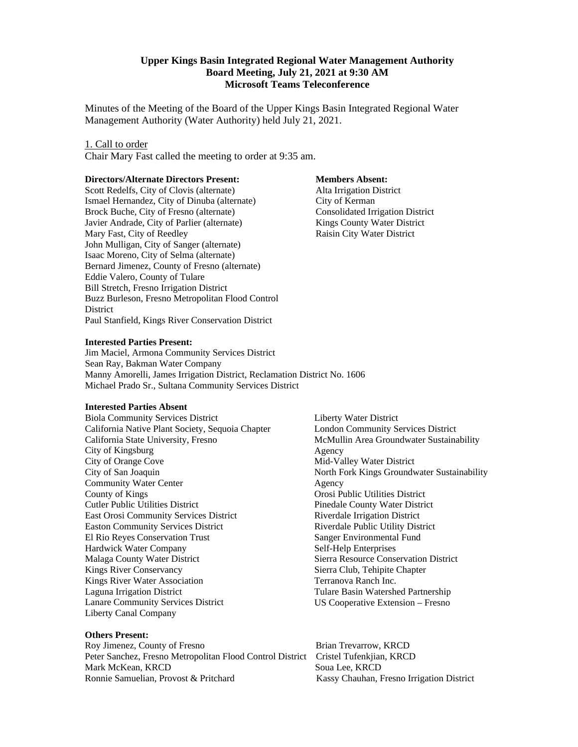**Upper Kings Basin Integrated Regional Water Management Authority**
**Board Meeting, July 21, 2021 at 9:30 AM**
**Microsoft Teams Teleconference**

Minutes of the Meeting of the Board of the Upper Kings Basin Integrated Regional Water Management Authority (Water Authority) held July 21, 2021.

1. Call to order

Chair Mary Fast called the meeting to order at 9:35 am.

**Directors/Alternate Directors Present:**

Scott Redelfs, City of Clovis (alternate)
Ismael Hernandez, City of Dinuba (alternate)
Brock Buche, City of Fresno (alternate)
Javier Andrade, City of Parlier (alternate)
Mary Fast, City of Reedley
John Mulligan, City of Sanger (alternate)
Isaac Moreno, City of Selma (alternate)
Bernard Jimenez, County of Fresno (alternate)
Eddie Valero, County of Tulare
Bill Stretch, Fresno Irrigation District
Buzz Burleson, Fresno Metropolitan Flood Control District
Paul Stanfield, Kings River Conservation District

**Members Absent:**

Alta Irrigation District
City of Kerman
Consolidated Irrigation District
Kings County Water District
Raisin City Water District

**Interested Parties Present:**

Jim Maciel, Armona Community Services District
Sean Ray, Bakman Water Company
Manny Amorelli, James Irrigation District, Reclamation District No. 1606
Michael Prado Sr., Sultana Community Services District

**Interested Parties Absent**

Biola Community Services District
California Native Plant Society, Sequoia Chapter
California State University, Fresno
City of Kingsburg
City of Orange Cove
City of San Joaquin
Community Water Center
County of Kings
Cutler Public Utilities District
East Orosi Community Services District
Easton Community Services District
El Rio Reyes Conservation Trust
Hardwick Water Company
Malaga County Water District
Kings River Conservancy
Kings River Water Association
Laguna Irrigation District
Lanare Community Services District
Liberty Canal Company
Liberty Water District
London Community Services District
McMullin Area Groundwater Sustainability Agency
Mid-Valley Water District
North Fork Kings Groundwater Sustainability Agency
Orosi Public Utilities District
Pinedale County Water District
Riverdale Irrigation District
Riverdale Public Utility District
Sanger Environmental Fund
Self-Help Enterprises
Sierra Resource Conservation District
Sierra Club, Tehipite Chapter
Terranova Ranch Inc.
Tulare Basin Watershed Partnership
US Cooperative Extension – Fresno

**Others Present:**

Roy Jimenez, County of Fresno
Peter Sanchez, Fresno Metropolitan Flood Control District
Mark McKean, KRCD
Ronnie Samuelian, Provost & Pritchard
Brian Trevarrow, KRCD
Cristel Tufenkjian, KRCD
Soua Lee, KRCD
Kassy Chauhan, Fresno Irrigation District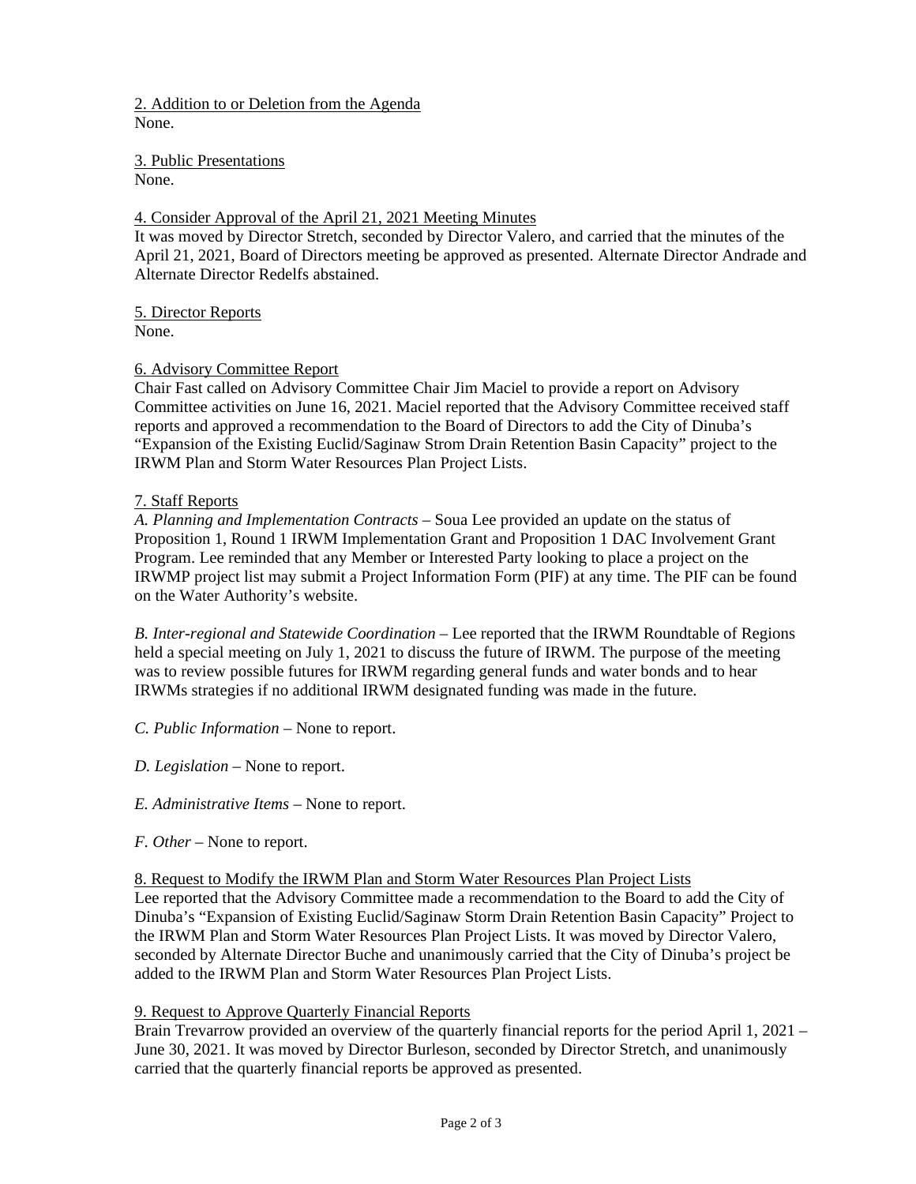2. Addition to or Deletion from the Agenda
None.

3. Public Presentations
None.

4. Consider Approval of the April 21, 2021 Meeting Minutes
It was moved by Director Stretch, seconded by Director Valero, and carried that the minutes of the April 21, 2021, Board of Directors meeting be approved as presented. Alternate Director Andrade and Alternate Director Redelfs abstained.

5. Director Reports
None.

6. Advisory Committee Report
Chair Fast called on Advisory Committee Chair Jim Maciel to provide a report on Advisory Committee activities on June 16, 2021. Maciel reported that the Advisory Committee received staff reports and approved a recommendation to the Board of Directors to add the City of Dinuba's "Expansion of the Existing Euclid/Saginaw Strom Drain Retention Basin Capacity" project to the IRWM Plan and Storm Water Resources Plan Project Lists.

7. Staff Reports
*A. Planning and Implementation Contracts* – Soua Lee provided an update on the status of Proposition 1, Round 1 IRWM Implementation Grant and Proposition 1 DAC Involvement Grant Program. Lee reminded that any Member or Interested Party looking to place a project on the IRWMP project list may submit a Project Information Form (PIF) at any time. The PIF can be found on the Water Authority's website.

*B. Inter-regional and Statewide Coordination* – Lee reported that the IRWM Roundtable of Regions held a special meeting on July 1, 2021 to discuss the future of IRWM. The purpose of the meeting was to review possible futures for IRWM regarding general funds and water bonds and to hear IRWMs strategies if no additional IRWM designated funding was made in the future.

*C. Public Information* – None to report.

*D. Legislation* – None to report.

*E. Administrative Items* – None to report.

*F. Other* – None to report.

8. Request to Modify the IRWM Plan and Storm Water Resources Plan Project Lists
Lee reported that the Advisory Committee made a recommendation to the Board to add the City of Dinuba's "Expansion of Existing Euclid/Saginaw Storm Drain Retention Basin Capacity" Project to the IRWM Plan and Storm Water Resources Plan Project Lists. It was moved by Director Valero, seconded by Alternate Director Buche and unanimously carried that the City of Dinuba's project be added to the IRWM Plan and Storm Water Resources Plan Project Lists.

9. Request to Approve Quarterly Financial Reports
Brain Trevarrow provided an overview of the quarterly financial reports for the period April 1, 2021 – June 30, 2021. It was moved by Director Burleson, seconded by Director Stretch, and unanimously carried that the quarterly financial reports be approved as presented.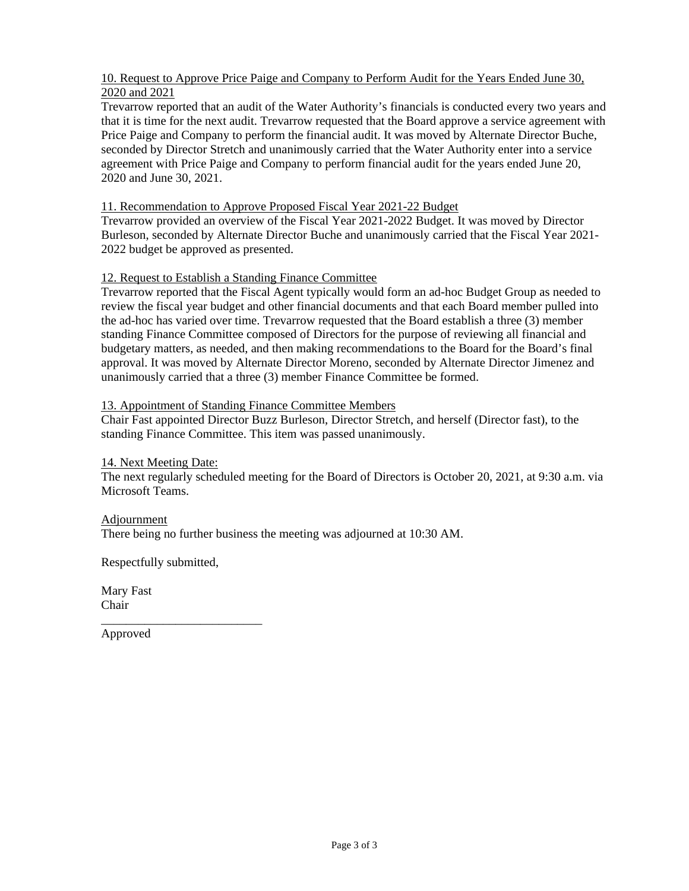<u>10. Request to Approve Price Paige and Company to Perform Audit for the Years Ended June 30, 2020 and 2021</u>

Trevarrow reported that an audit of the Water Authority's financials is conducted every two years and that it is time for the next audit. Trevarrow requested that the Board approve a service agreement with Price Paige and Company to perform the financial audit. It was moved by Alternate Director Buche, seconded by Director Stretch and unanimously carried that the Water Authority enter into a service agreement with Price Paige and Company to perform financial audit for the years ended June 20, 2020 and June 30, 2021.

<u>11. Recommendation to Approve Proposed Fiscal Year 2021-22 Budget</u>

Trevarrow provided an overview of the Fiscal Year 2021-2022 Budget. It was moved by Director Burleson, seconded by Alternate Director Buche and unanimously carried that the Fiscal Year 2021-2022 budget be approved as presented.

<u>12. Request to Establish a Standing Finance Committee</u>

Trevarrow reported that the Fiscal Agent typically would form an ad-hoc Budget Group as needed to review the fiscal year budget and other financial documents and that each Board member pulled into the ad-hoc has varied over time. Trevarrow requested that the Board establish a three (3) member standing Finance Committee composed of Directors for the purpose of reviewing all financial and budgetary matters, as needed, and then making recommendations to the Board for the Board's final approval. It was moved by Alternate Director Moreno, seconded by Alternate Director Jimenez and unanimously carried that a three (3) member Finance Committee be formed.

<u>13. Appointment of Standing Finance Committee Members</u>

Chair Fast appointed Director Buzz Burleson, Director Stretch, and herself (Director fast), to the standing Finance Committee. This item was passed unanimously.

<u>14. Next Meeting Date:</u>

The next regularly scheduled meeting for the Board of Directors is October 20, 2021, at 9:30 a.m. via Microsoft Teams.

<u>Adjournment</u>

There being no further business the meeting was adjourned at 10:30 AM.

Respectfully submitted,

Mary Fast
Chair

\_\_\_\_\_\_\_\_\_\_\_\_\_\_\_\_\_\_\_\_\_\_\_\_\_\_
Approved